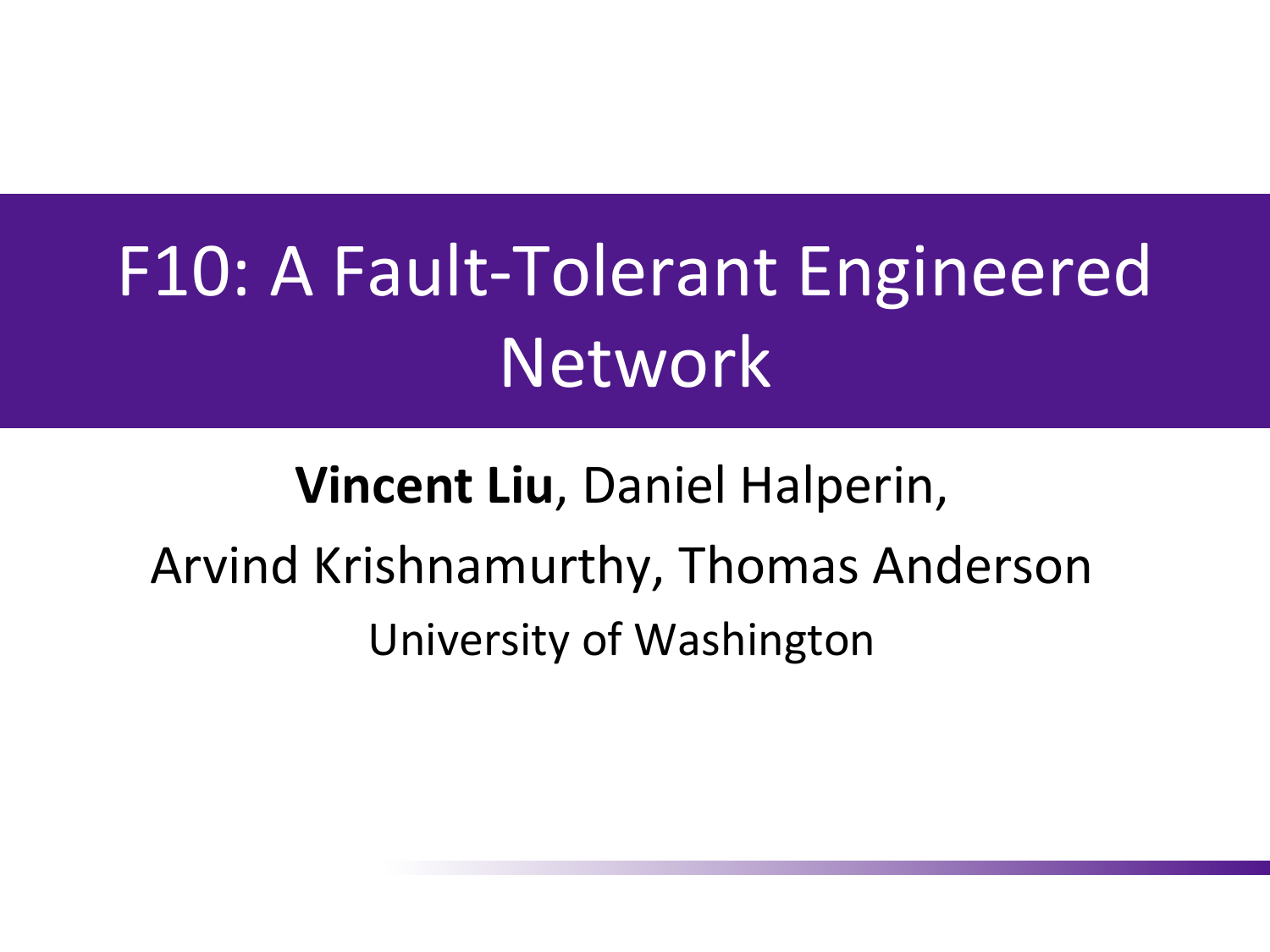# F10: A Fault-Tolerant Engineered Network

**Vincent Liu**, Daniel Halperin,

Arvind Krishnamurthy, Thomas Anderson

University of Washington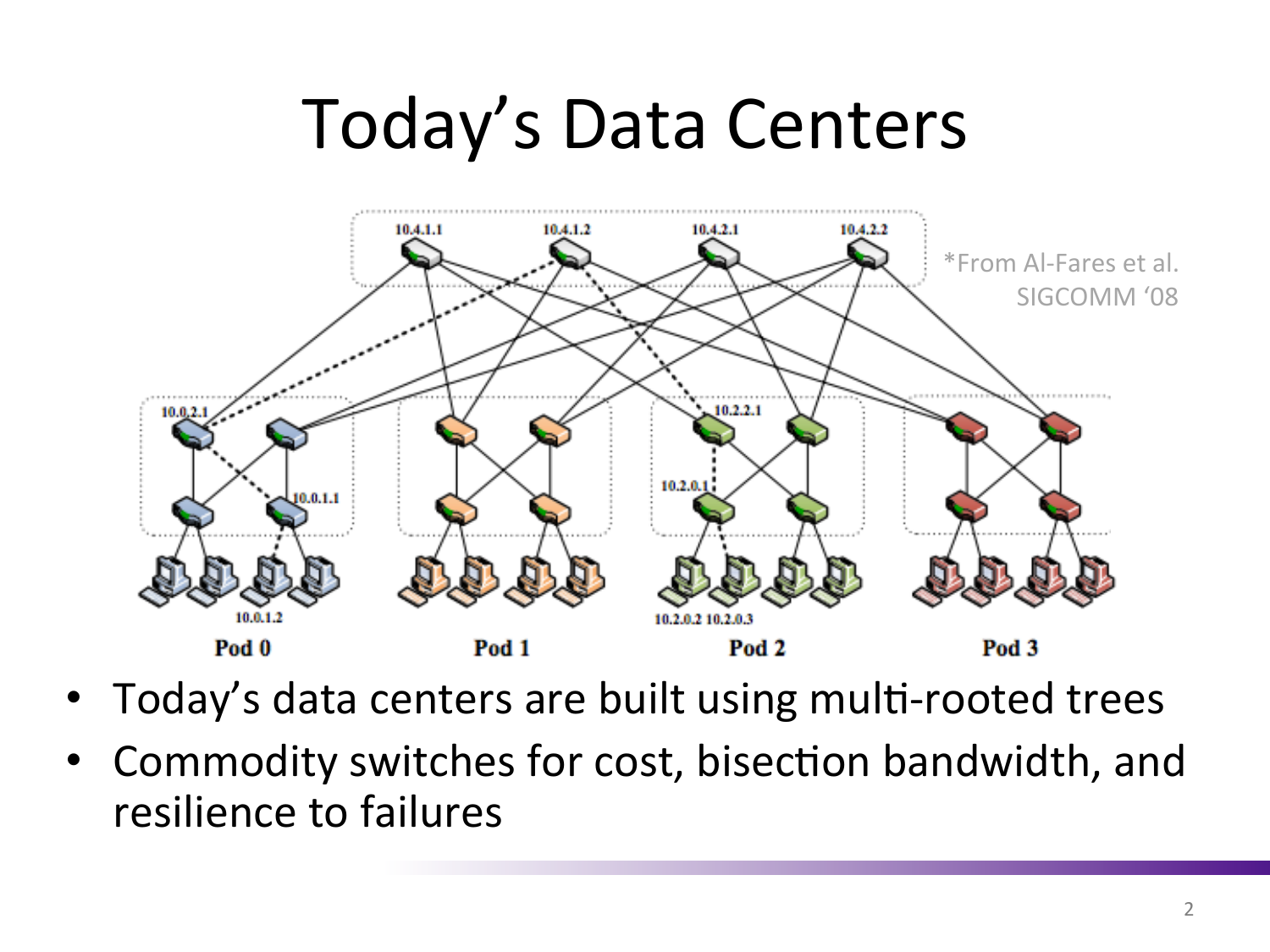# Today's Data Centers

*From Al-Fares et al. SIGCOMM '08

- Today's data centers are built using multi-rooted trees
- Commodity switches for cost, bisection bandwidth, and resilience to failures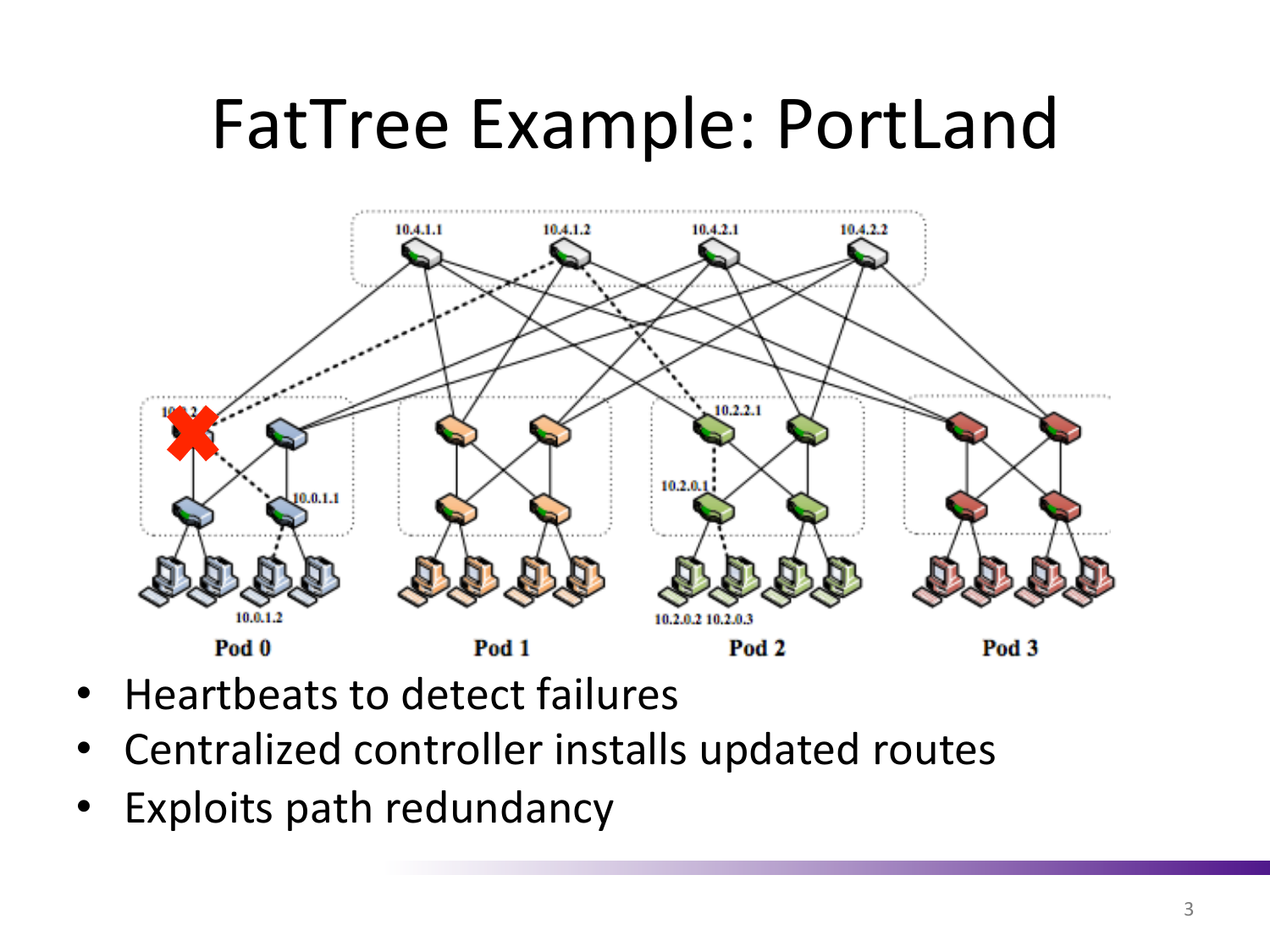# FatTree Example: PortLand

- Heartbeats to detect failures
- Centralized controller installs updated routes
- Exploits path redundancy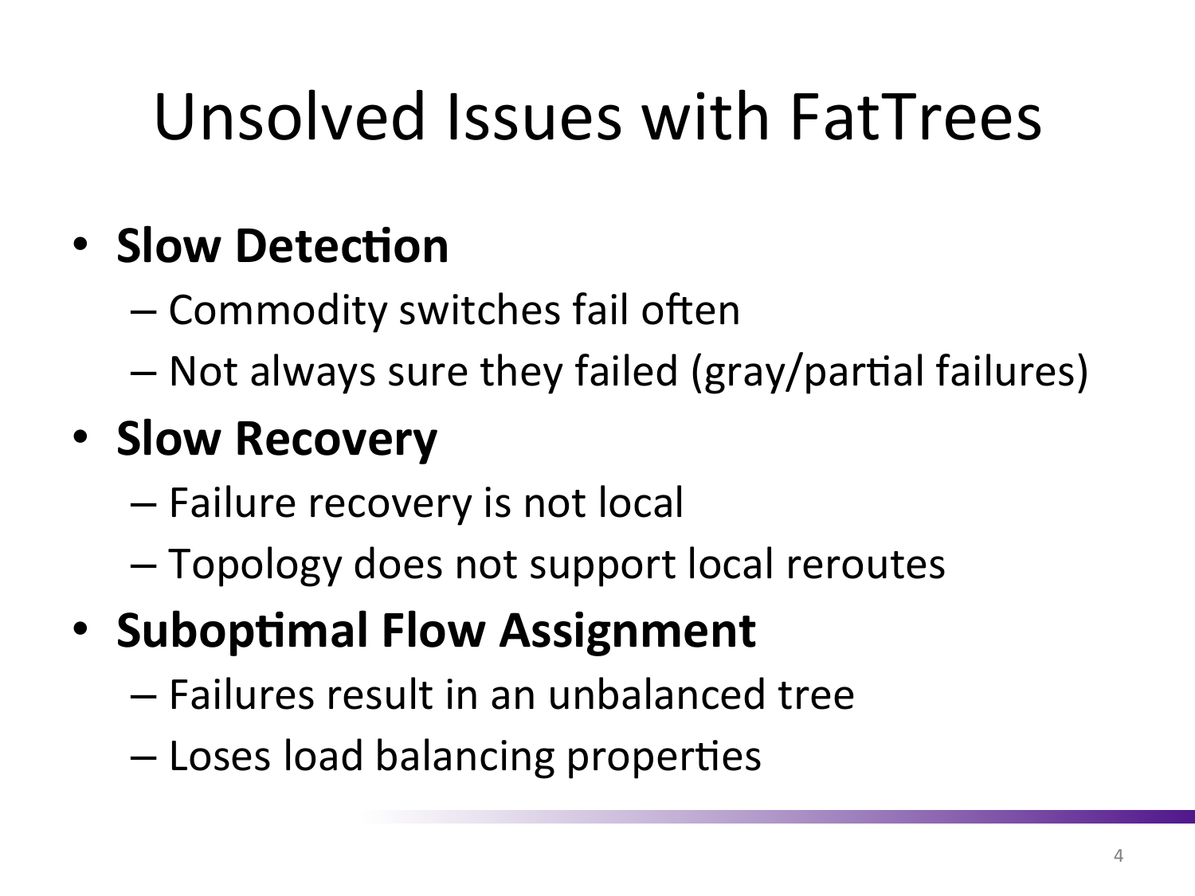# Unsolved Issues with FatTrees

- **Slow Detection**
  - Commodity switches fail often
  - Not always sure they failed (gray/partial failures)
- **Slow Recovery**
  - Failure recovery is not local
  - Topology does not support local reroutes
- **Suboptimal Flow Assignment**
  - Failures result in an unbalanced tree
  - Loses load balancing properties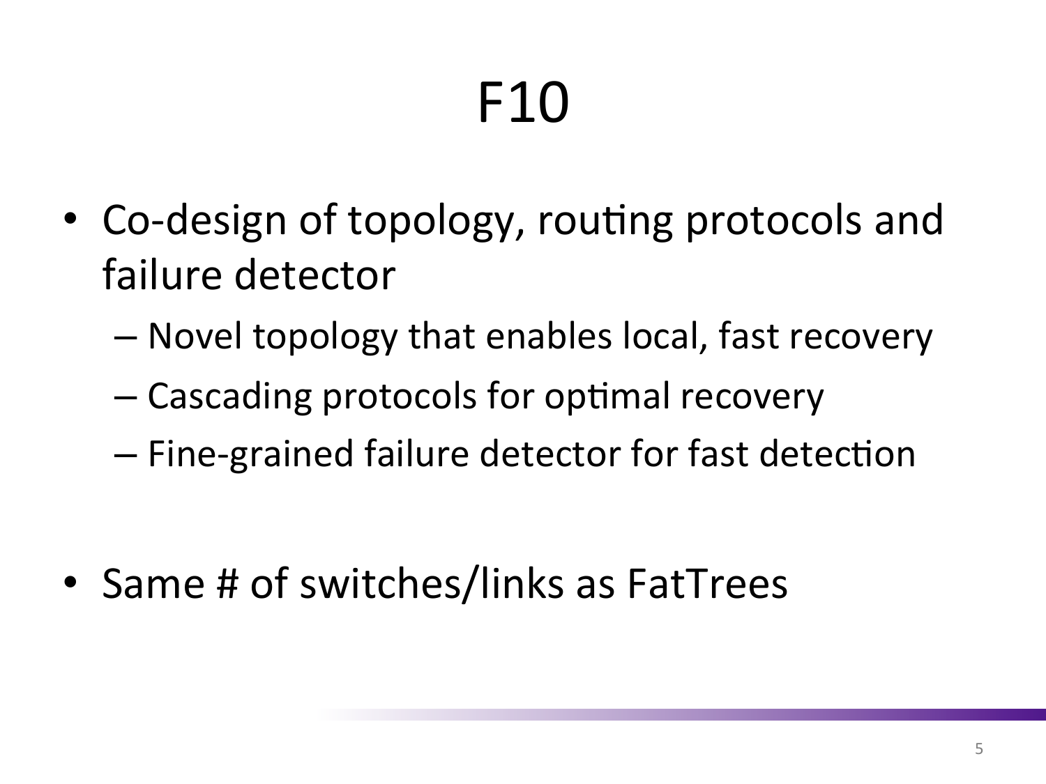# F10

- Co-design of topology, routing protocols and failure detector
  - Novel topology that enables local, fast recovery
  - Cascading protocols for optimal recovery
  - Fine-grained failure detector for fast detection
- Same # of switches/links as FatTrees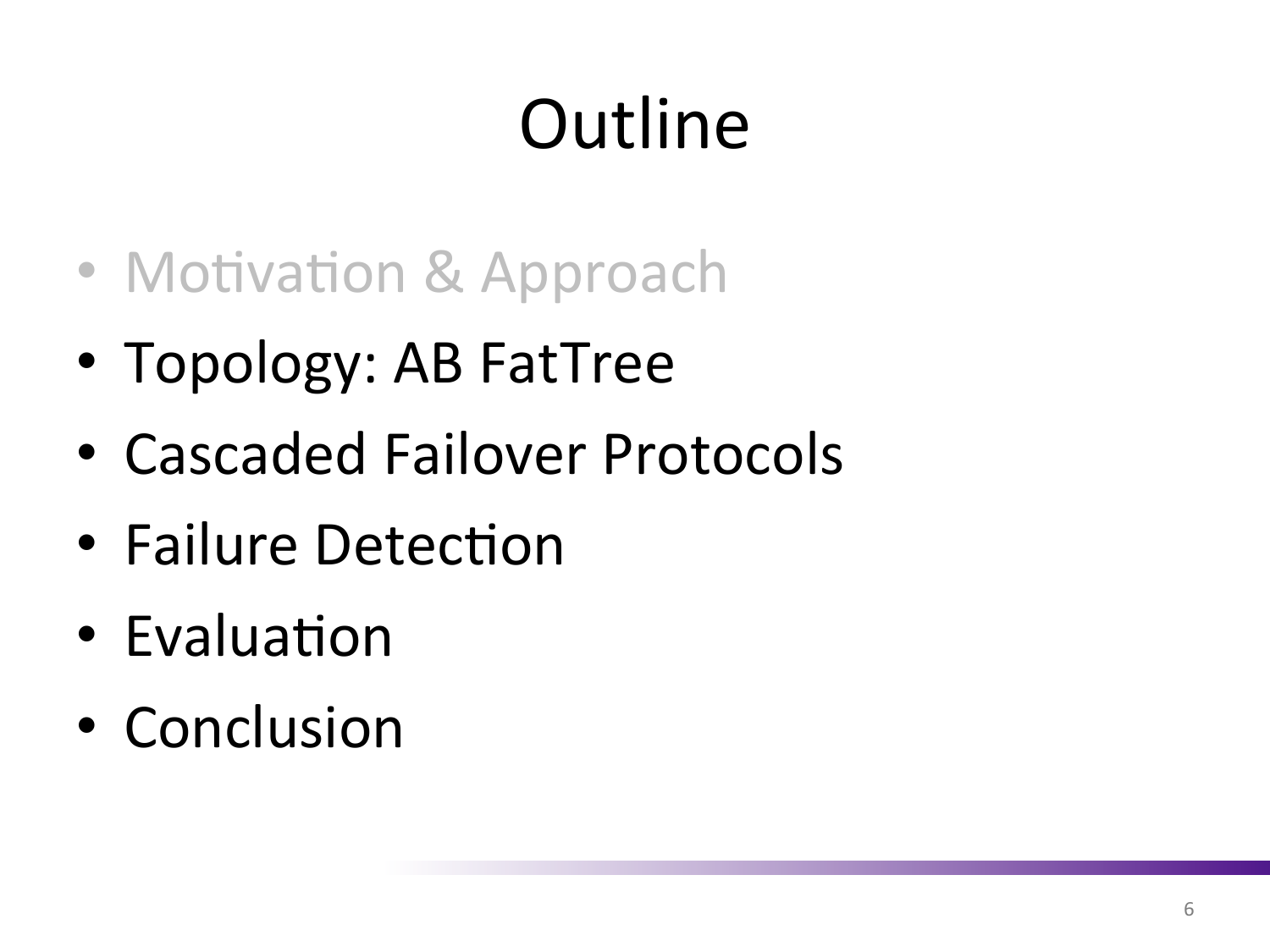# Outline

- Motivation & Approach
- Topology: AB FatTree
- Cascaded Failover Protocols
- Failure Detection
- Evaluation
- Conclusion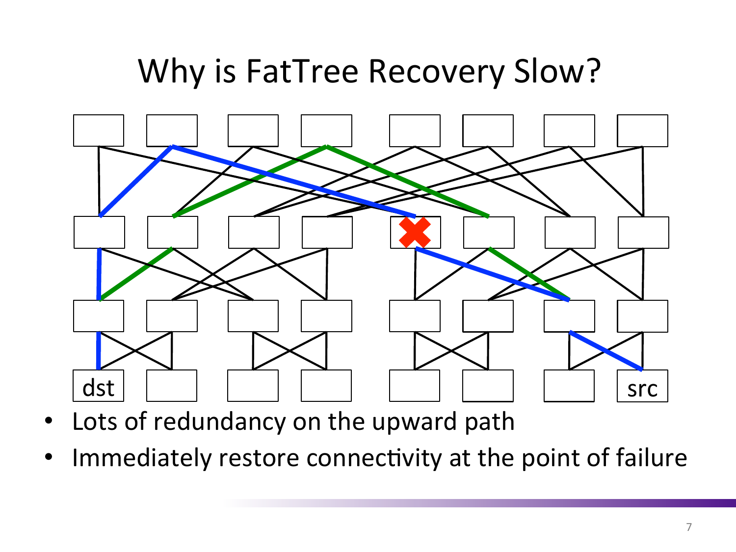# Why is FatTree Recovery Slow?

dst

src

- Lots of redundancy on the upward path
- Immediately restore connectivity at the point of failure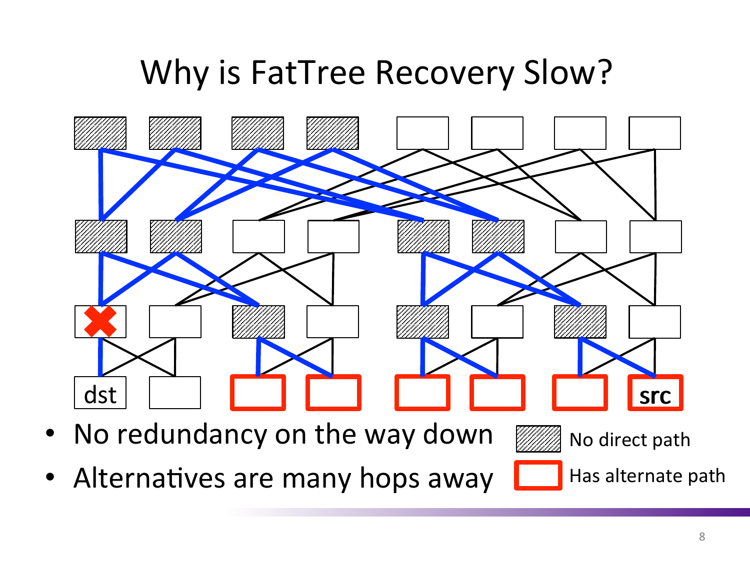# Why is FatTree Recovery Slow?

dst

src

- No redundancy on the way down
- Alternatives are many hops away

No direct path

Has alternate path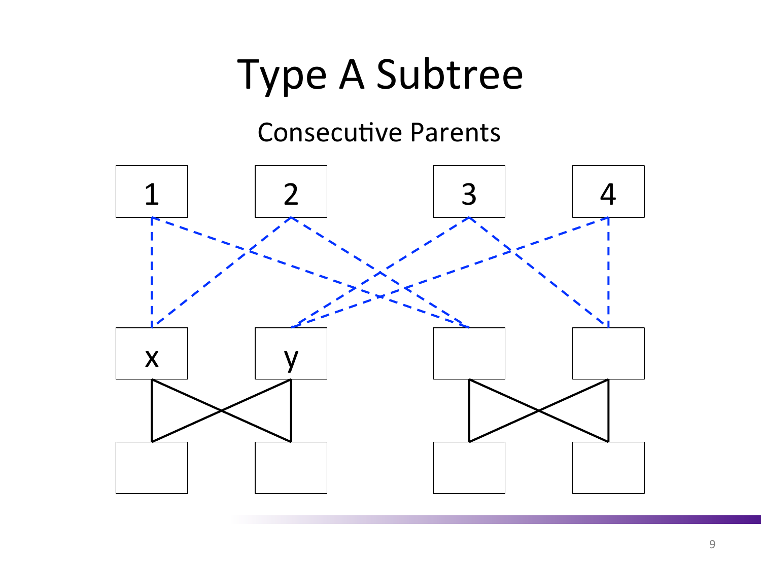# Type A Subtree

Consecutive Parents

1 2 3 4

x y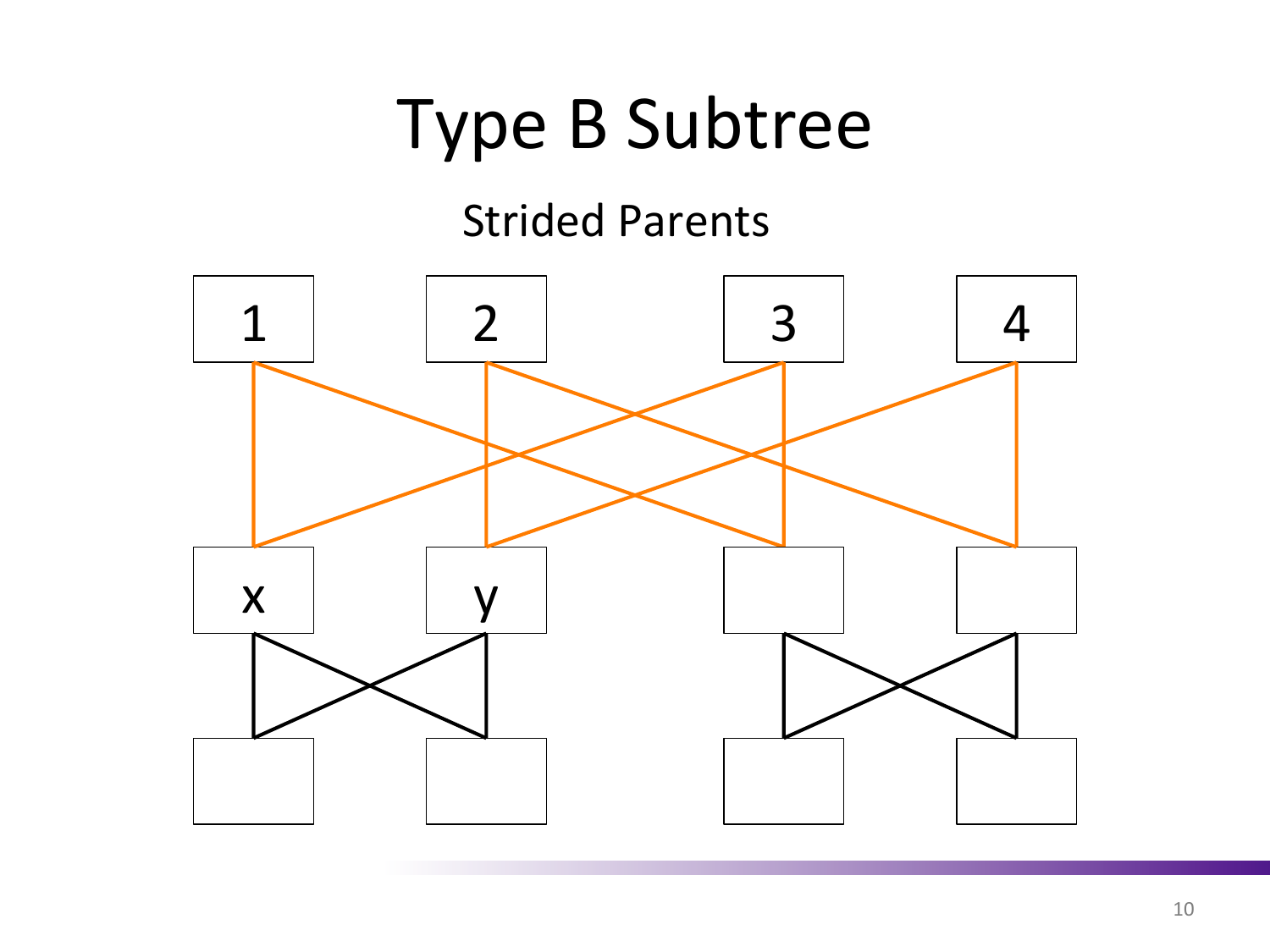# Type B Subtree

Strided Parents

1 2 3 4

x y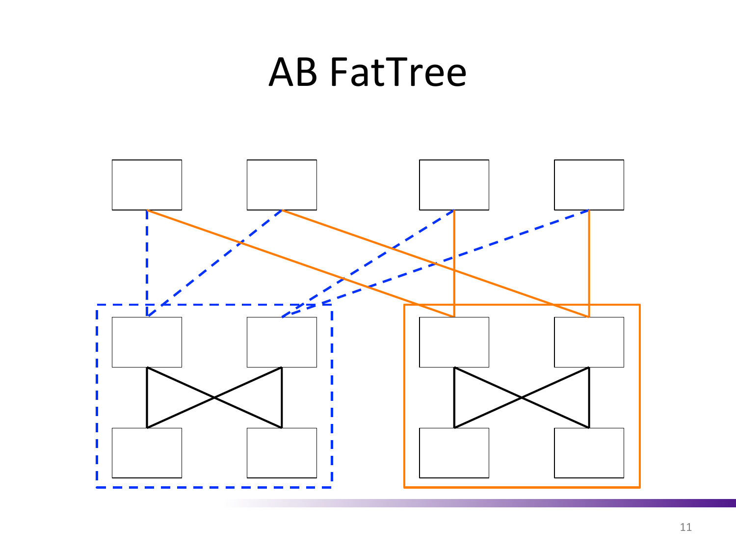# AB FatTree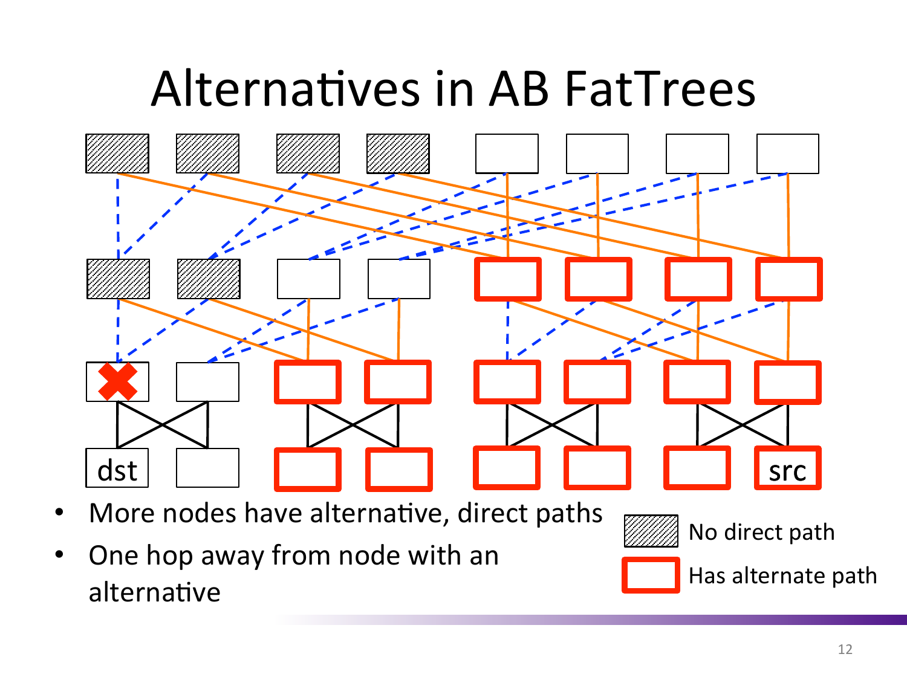# Alternatives in AB FatTrees

dst

src

- More nodes have alternative, direct paths
- One hop away from node with an alternative

No direct path

Has alternate path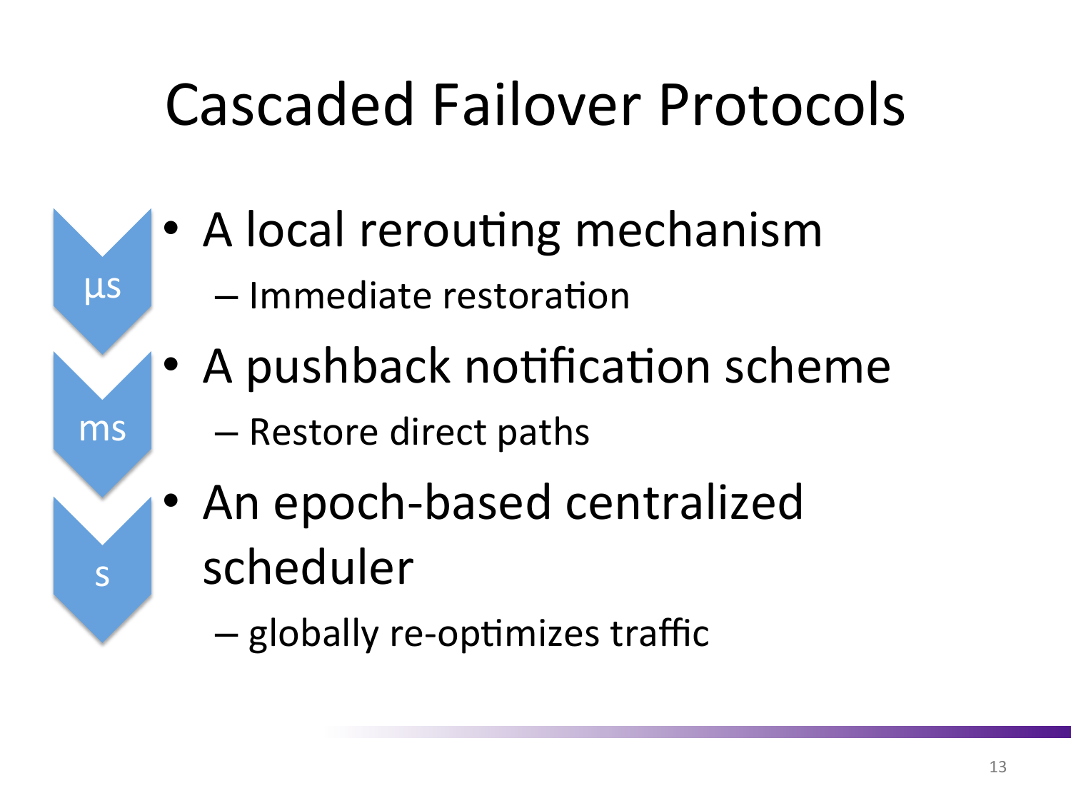# Cascaded Failover Protocols

μs

- A local rerouting mechanism
  - Immediate restoration

ms

- A pushback notification scheme
  - Restore direct paths

s

- An epoch-based centralized scheduler
  - globally re-optimizes traffic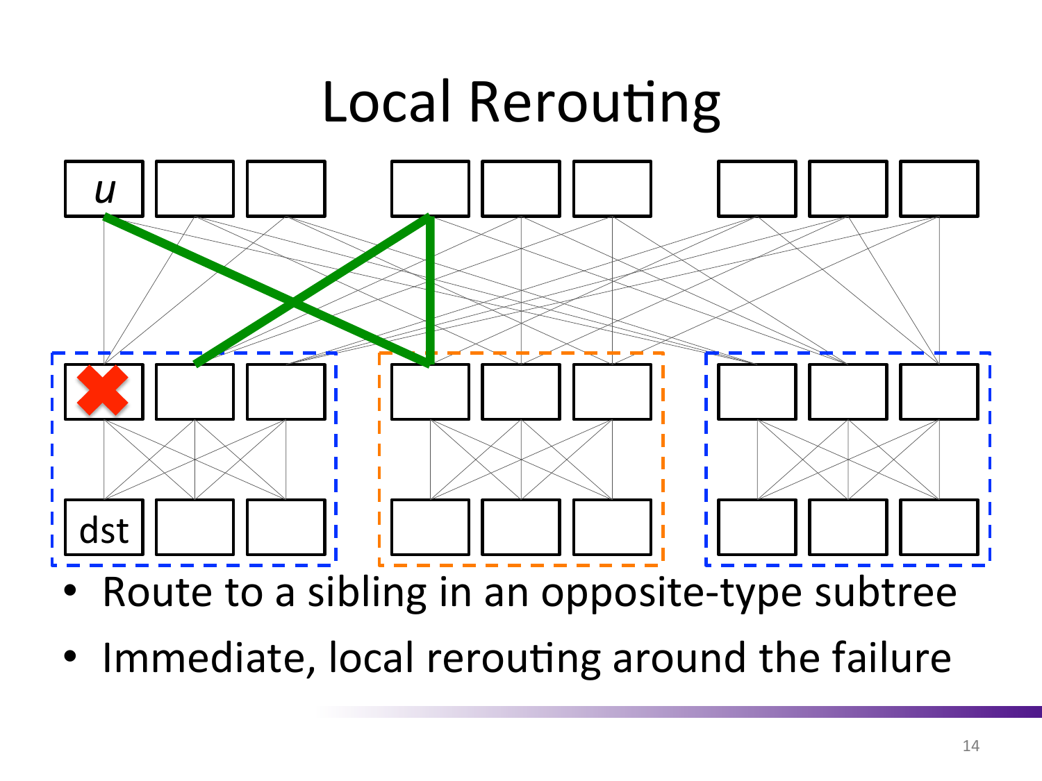# Local Rerouting

- Route to a sibling in an opposite-type subtree
- Immediate, local rerouting around the failure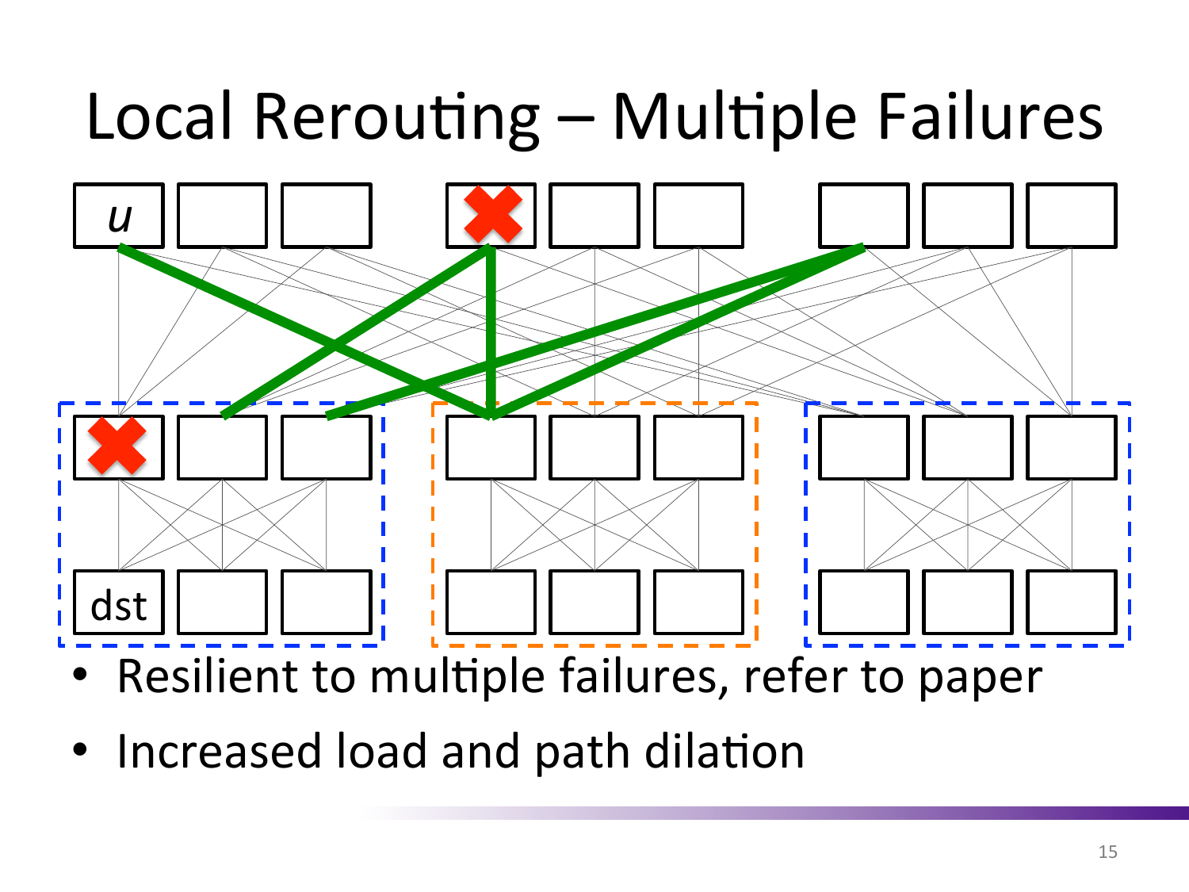# Local Rerouting – Multiple Failures

- Resilient to multiple failures, refer to paper
- Increased load and path dilation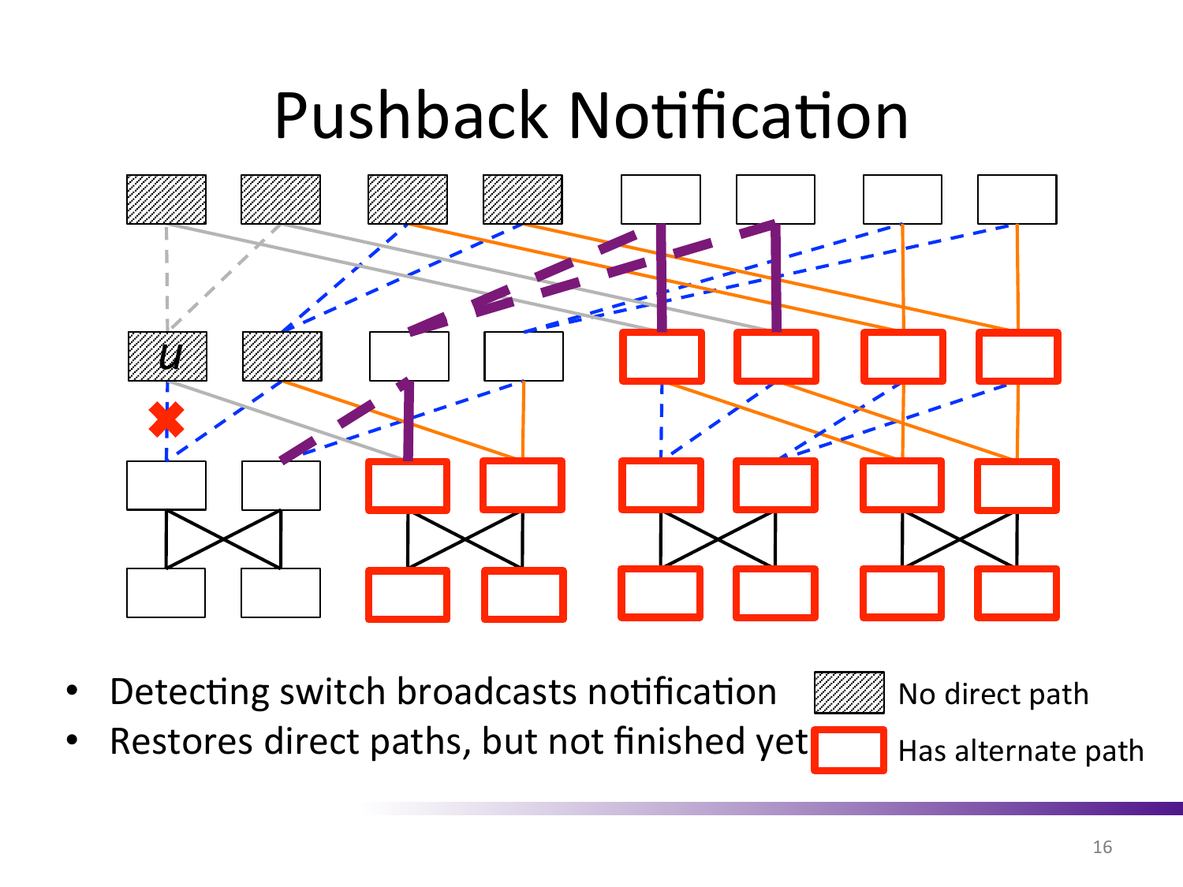# Pushback Notification

- Detecting switch broadcasts notification
- Restores direct paths, but not finished yet

No direct path

Has alternate path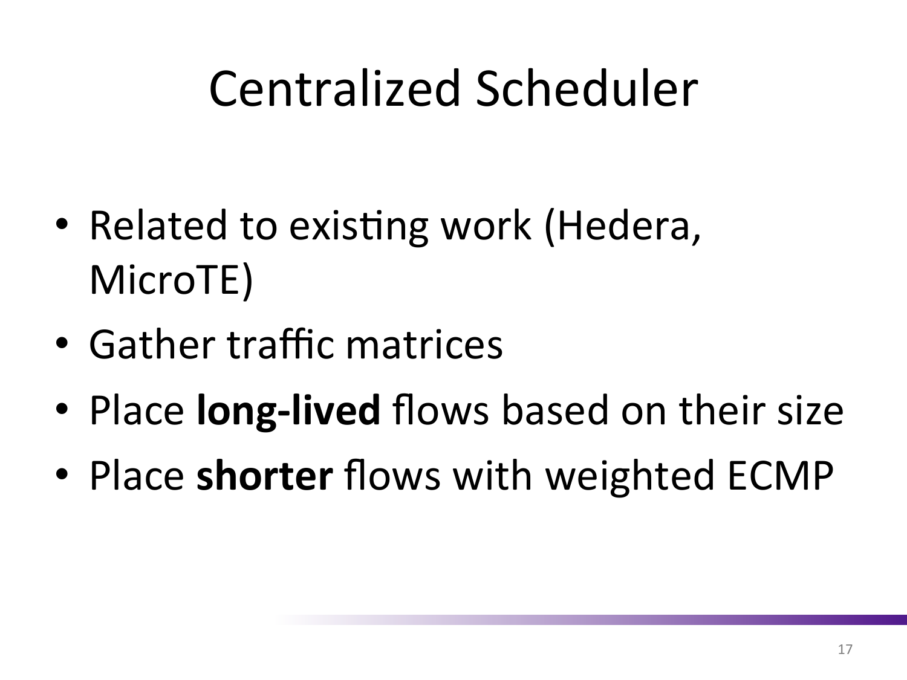# Centralized Scheduler

- Related to existing work (Hedera, MicroTE)
- Gather traffic matrices
- Place **long-lived** flows based on their size
- Place **shorter** flows with weighted ECMP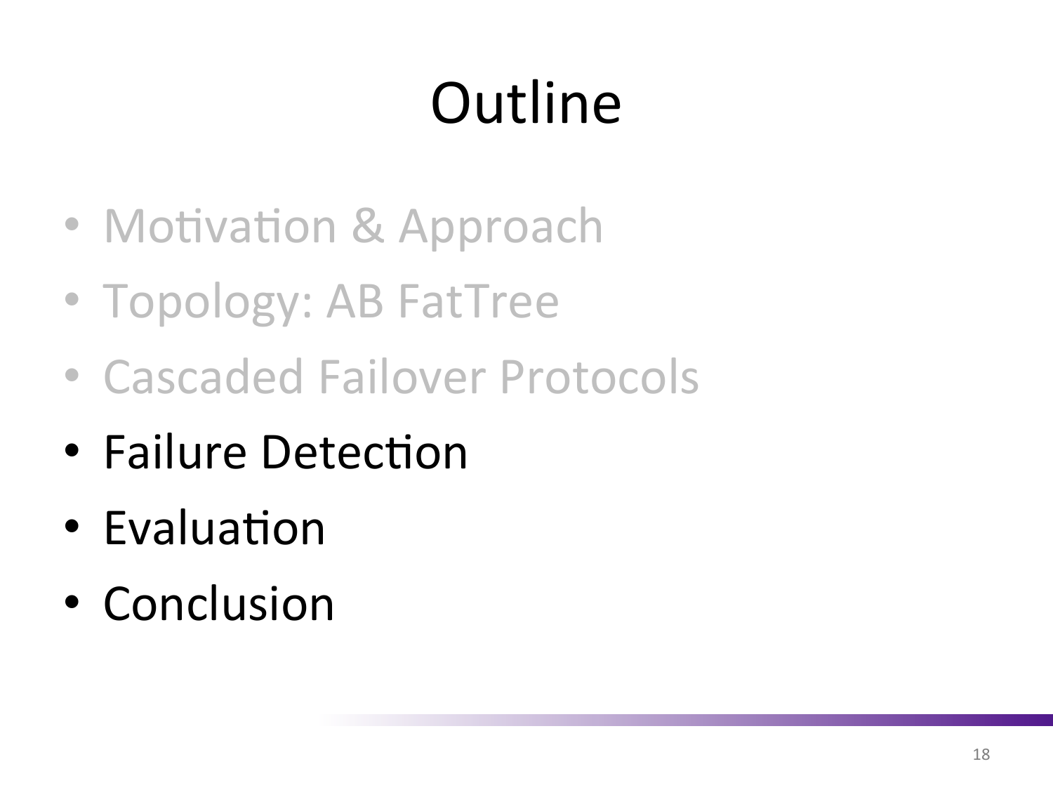# Outline

- Motivation & Approach
- Topology: AB FatTree
- Cascaded Failover Protocols
- Failure Detection
- Evaluation
- Conclusion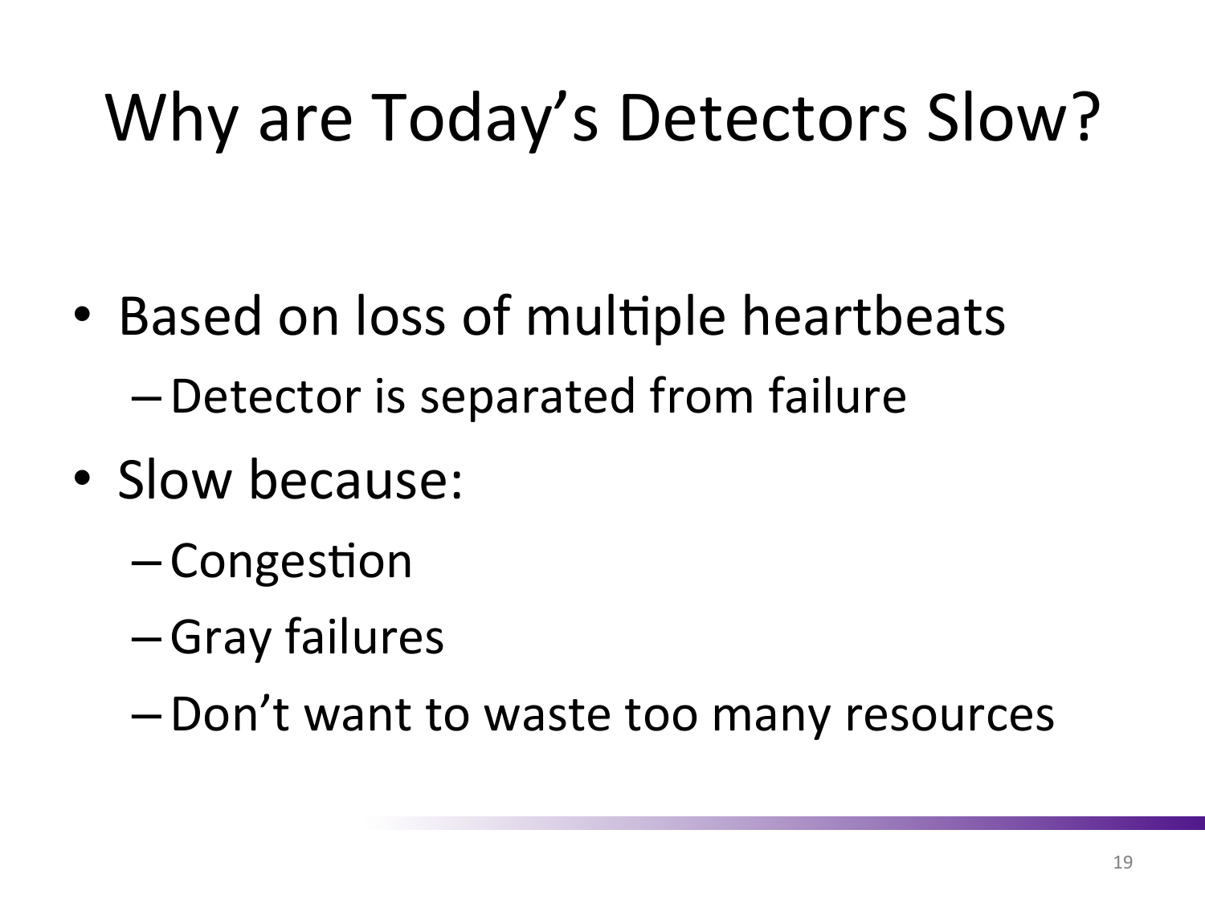# Why are Today's Detectors Slow?

- Based on loss of multiple heartbeats
  - Detector is separated from failure
- Slow because:
  - Congestion
  - Gray failures
  - Don't want to waste too many resources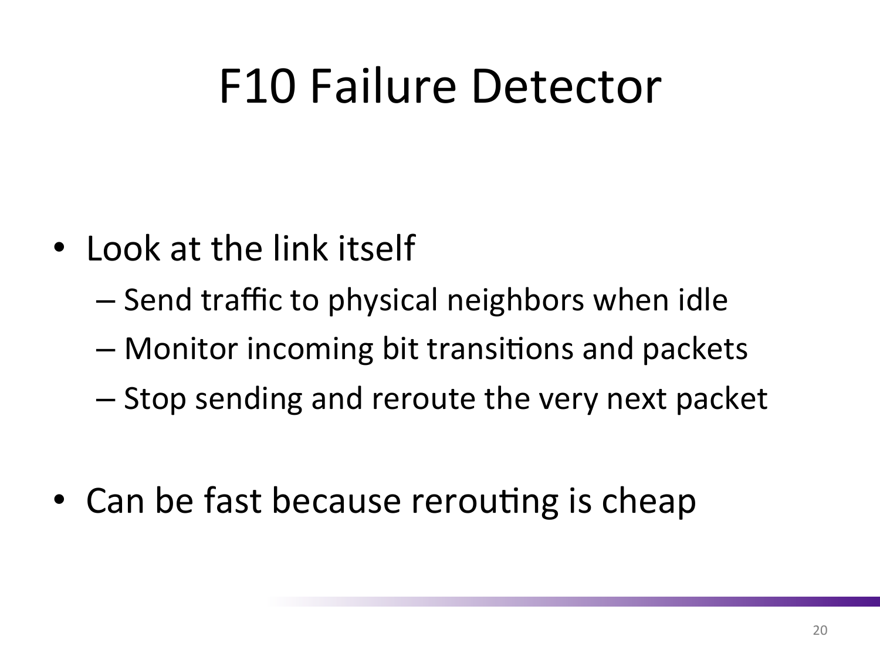# F10 Failure Detector

- Look at the link itself
  - Send traffic to physical neighbors when idle
  - Monitor incoming bit transitions and packets
  - Stop sending and reroute the very next packet
- Can be fast because rerouting is cheap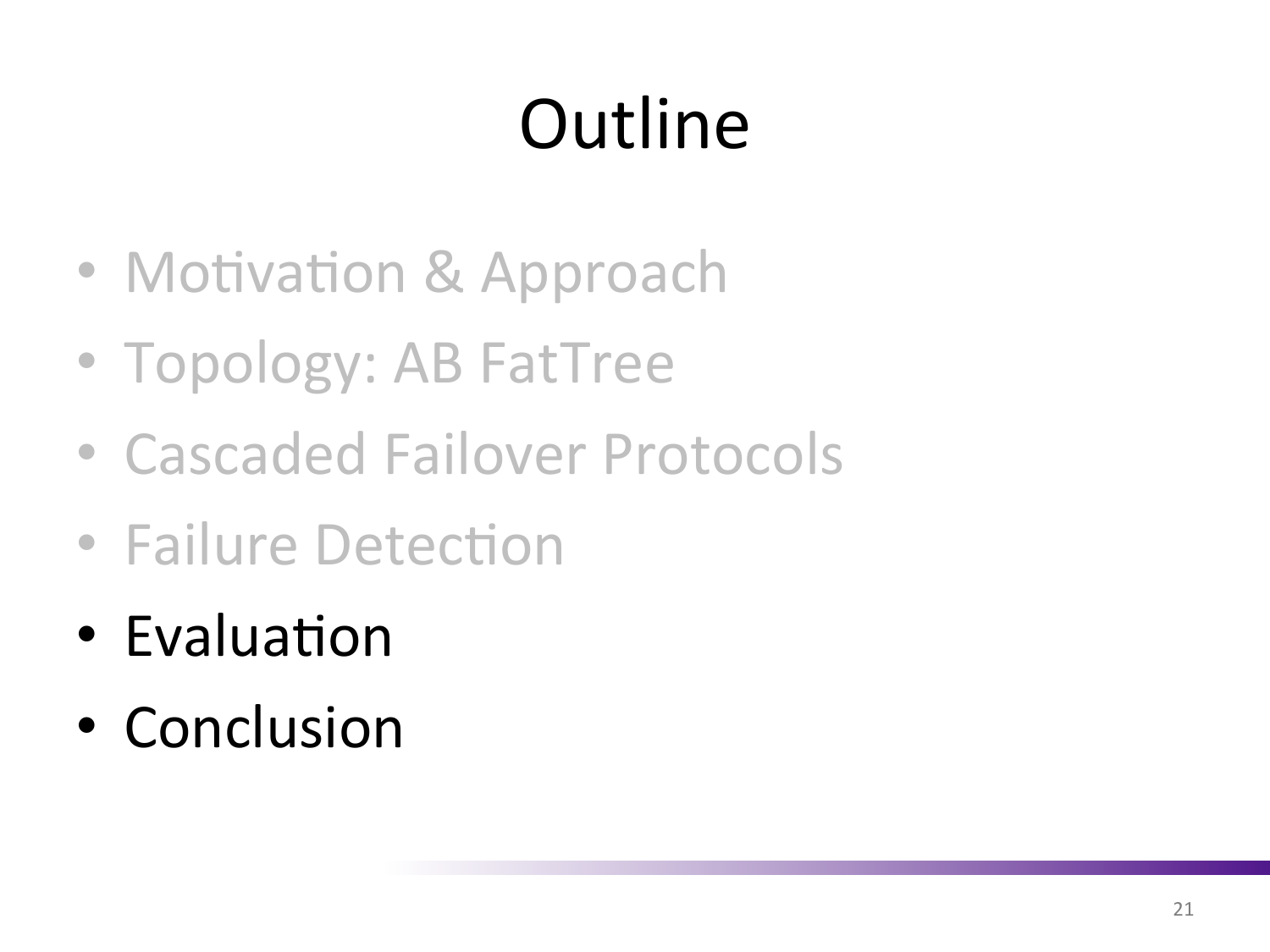# Outline

- Motivation & Approach
- Topology: AB FatTree
- Cascaded Failover Protocols
- Failure Detection
- Evaluation
- Conclusion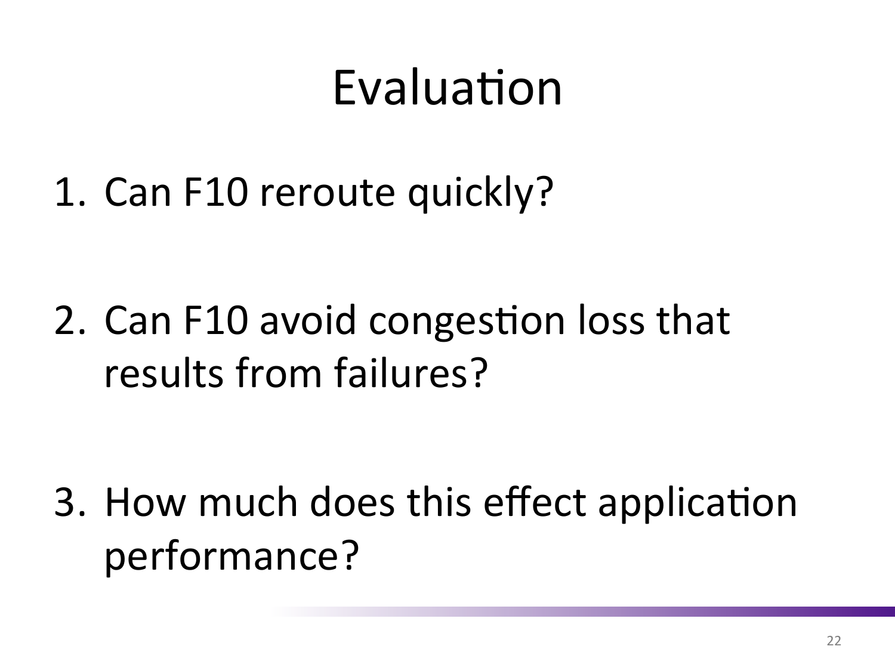# Evaluation

1. Can F10 reroute quickly?

2. Can F10 avoid congestion loss that results from failures?

3. How much does this effect application performance?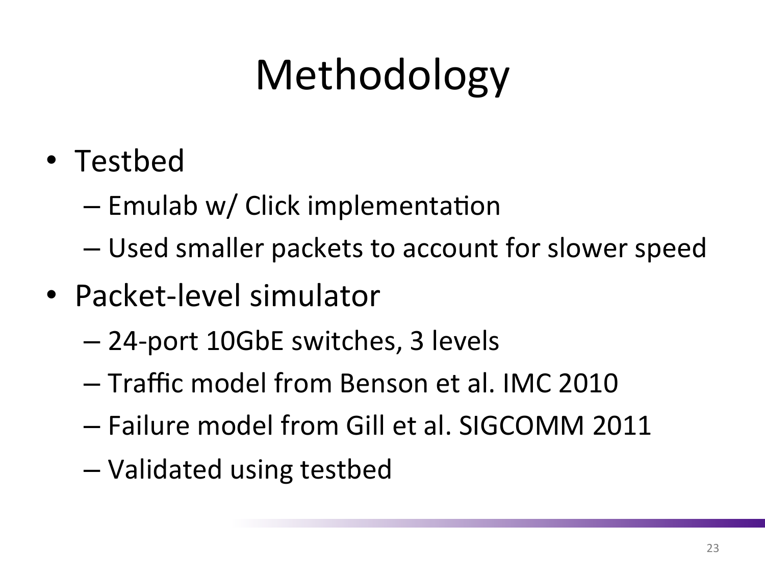# Methodology

- Testbed
  - Emulab w/ Click implementation
  - Used smaller packets to account for slower speed
- Packet-level simulator
  - 24-port 10GbE switches, 3 levels
  - Traffic model from Benson et al. IMC 2010
  - Failure model from Gill et al. SIGCOMM 2011
  - Validated using testbed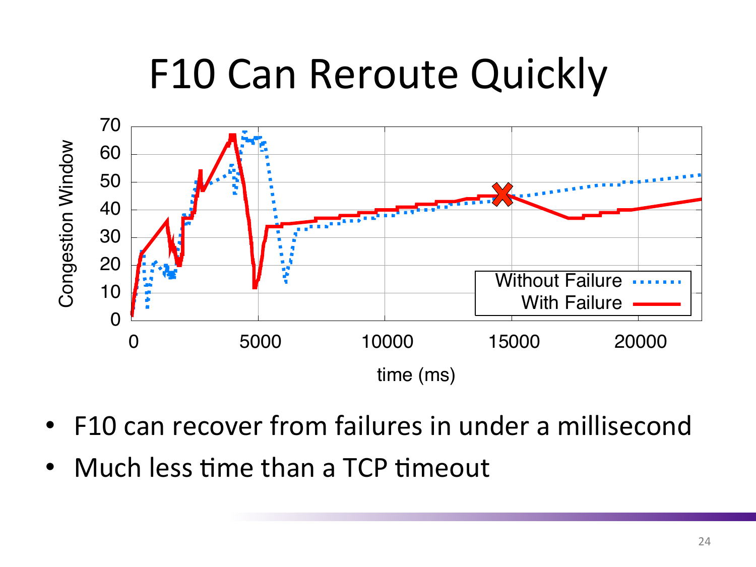# F10 Can Reroute Quickly

- F10 can recover from failures in under a millisecond
- Much less time than a TCP timeout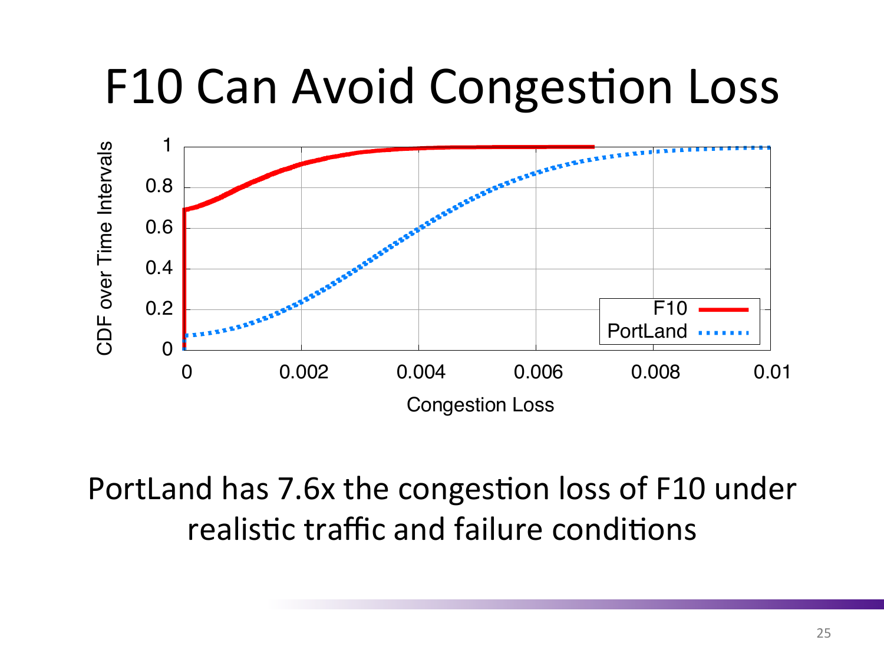# F10 Can Avoid Congestion Loss

PortLand has 7.6x the congestion loss of F10 under realistic traffic and failure conditions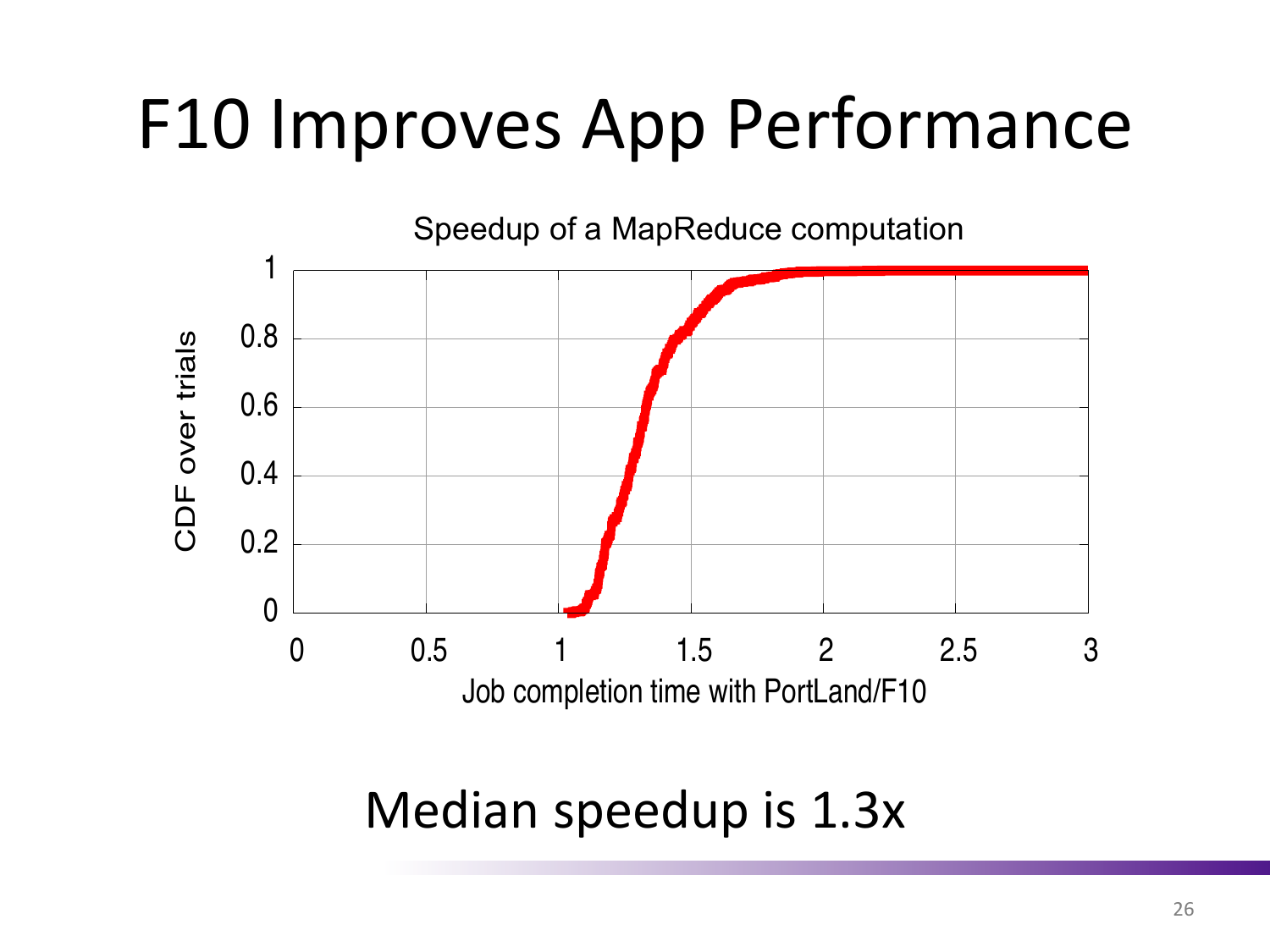# F10 Improves App Performance

Speedup of a MapReduce computation

CDF over trials

Job completion time with PortLand/F10

Median speedup is 1.3x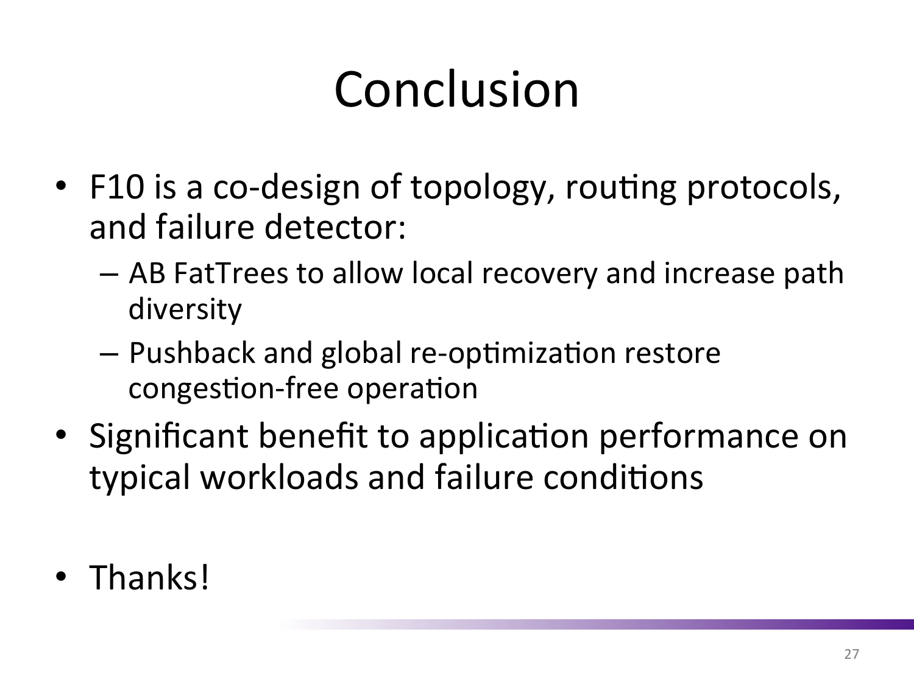# Conclusion

- F10 is a co-design of topology, routing protocols, and failure detector:
  - AB FatTrees to allow local recovery and increase path diversity
  - Pushback and global re-optimization restore congestion-free operation
- Significant benefit to application performance on typical workloads and failure conditions

- Thanks!